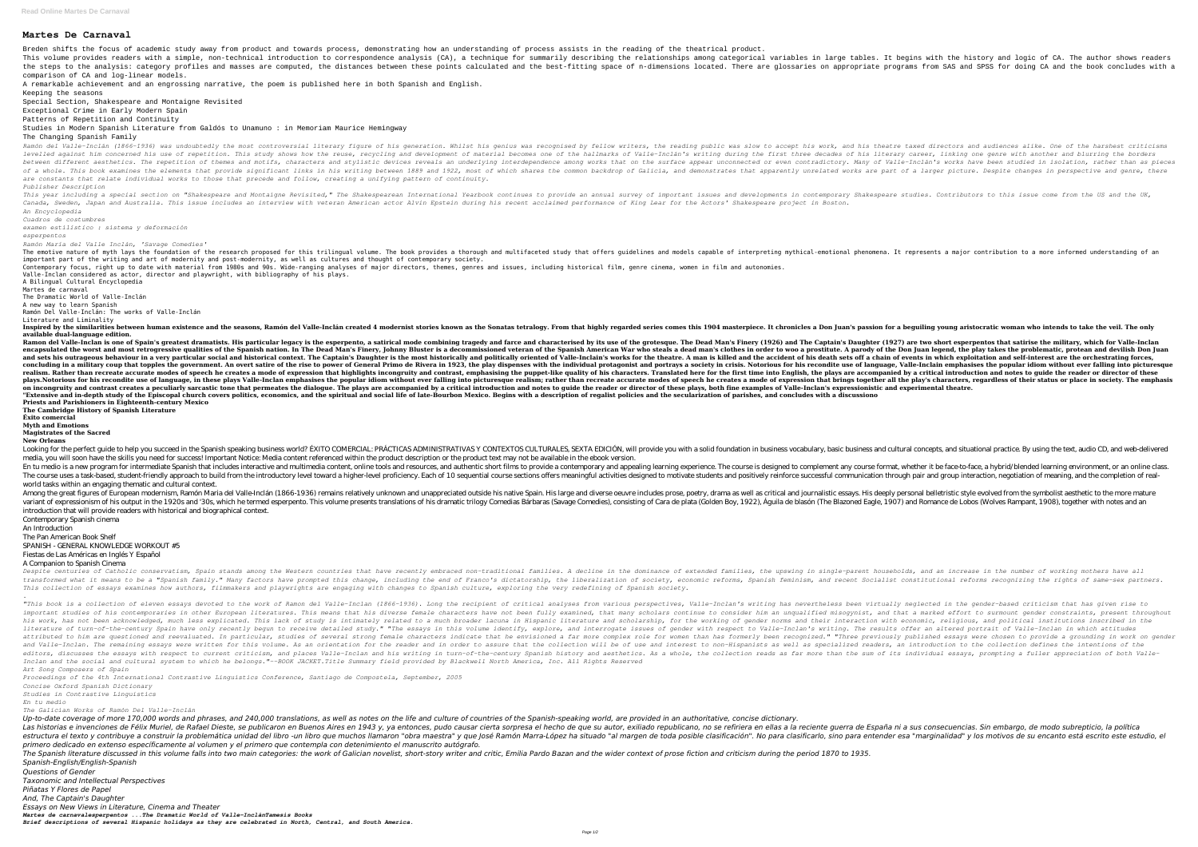# Martes De Carnaval

Breden shifts the focus of academic study away from product and towards process, demonstrating how an understanding of process assists in the reading of the theatrical product.

This volume provides readers with a simple, non-technical introduction to correspondence analysis (CA), a technique for summarily describing the relationships among categorical variables in large tables. It begins with the history and logic of CA. The author shows readers the steps to the analysis: category profiles and masses are computed, the distances between these points calculated and the best-fitting space of n-dimensions located. There are glossaries on appropriate programs from SAS and SPSS for doing CA and the book concludes with a comparison of CA and log-linear models.

A remarkable achievement and an engrossing narrative, the poem is published here in both Spanish and English.

Keeping the seasons

Special Section, Shakespeare and Montaigne Revisited

Exceptional Crime in Early Modern Spain

Patterns of Repetition and Continuity

Studies in Modern Spanish Literature from Galdós to Unamuno : in Memoriam Maurice Hemingway

The Changing Spanish Family

*Ramón del Valle-Inclán (1866-1936) was undoubtedly the most controversial literary figure of his generation. Whilst his genius was recognised by fellow writers, the reading public was slow to accept his work, and his theatre taxed directors and audiences alike. One of the harshest criticisms levelled against him concerned his use of repetition. This study shows how the reuse, recycling and development of material becomes one of the hallmarks of Valle-Inclán's writing during the first three decades of his literary career, linking one genre with another and blurring the borders between different aesthetics. The repetition of themes and motifs, characters and stylistic devices reveals an underlying interdependence among works that on the surface appear unconnected or even contradictory. Many of Valle-Inclán's works have been studied in isolation, rather than as pieces of a whole. This book examines the elements that provide significant links in his writing between 1889 and 1922, most of which shares the common backdrop of Galicia, and demonstrates that apparently unrelated works are part of a larger picture. Despite changes in perspective and genre, there are constants that relate individual works to those that precede and follow, creating a unifying pattern of continuity.*

*Publisher Description*

*This year including a special section on "Shakespeare and Montaigne Revisited," The Shakespearean International Yearbook continues to provide an annual survey of important issues and developments in contemporary Shakespeare studies. Contributors to this issue come from the US and the UK, Canada, Sweden, Japan and Australia. This issue includes an interview with veteran American actor Alvin Epstein during his recent acclaimed performance of King Lear for the Actors' Shakespeare project in Boston.*

*An Encyclopedia*

*Cuadros de costumbres*

*examen estilístico : sistema y deformación*

*esperpentos*

*Ramón María del Valle Inclán, 'Savage Comedies'*

The emotive nature of myth lays the foundation of the research proposed for this trilingual volume. The book provides a thorough and multifaceted study that offers guidelines and models capable of interpreting mythical-emotional phenomena. It represents a major contribution to a more informed understanding of an important part of the writing and art of modernity and post-modernity, as well as cultures and thought of contemporary society.

Contemporary focus, right up to date with material from 1980s and 90s. Wide-ranging analyses of major directors, themes, genres and issues, including historical film, genre cinema, women in film and autonomies.

Valle-Inclan considered as actor, director and playwright, with bibliography of his plays.

A Bilingual Cultural Encyclopedia

Martes de carnaval

The Dramatic World of Valle-Inclán

A new way to learn Spanish

Ramón Del Valle-Inclán: The works of Valle-Inclán

Literature and Liminality

**Inspired by the similarities between human existence and the seasons, Ramón del Valle-Inclán created 4 modernist stories known as the Sonatas tetralogy. From that highly regarded series comes this 1904 masterpiece. It chronicles a Don Juan's passion for a beguiling young aristocratic woman who intends to take the veil. The only available dual-language edition.**

**Ramon del Valle-Inclan is one of Spain's greatest dramatists. His particular legacy is the esperpento, a satirical mode combining tragedy and farce and characterised by its use of the grotesque. The Dead Man's Finery (1926) and The Captain's Daughter (1927) are two short esperpentos that satirise the military, which for Valle-Inclan encapsulated the worst and most retrogressive qualities of the Spanish nation. In The Dead Man's Finery, Johnny Bluster is a decommissioned veteran of the Spanish American War who steals a dead man's clothes in order to woo a prostitute. A parody of the Don Juan legend, the play takes the problematic, protean and devilish Don Juan and sets his outrageous behaviour in a very particular social and historical context. The Captain's Daughter is the most historically and politically oriented of Valle-Inclain's works for the theatre. A man is killed and the accident of his death sets off a chain of events in which exploitation and self-interest are the orchestrating forces, concluding in a military coup that topples the government. An overt satire of the rise to power of General Primo de Rivera in 1923, the play dispenses with the individual protagonist and portrays a society in crisis. Notorious for his recondite use of language, Valle-Inclain emphasises the popular idiom without ever falling into picturesque realism. Rather than recreate accurate modes of speech he creates a mode of expression that highlights incongruity and contrast, emphasising the puppet-like quality of his characters. Translated here for the first time into English, the plays are accompanied by a critical introduction and notes to guide the reader or director of these plays.Notorious for his recondite use of language, the these plays Valle-Inclan emphasises the popular idiom without ever falling into picturesque realism; rather than recreate accurate modes of speech he creates a mode of expression that brings together all the play's characters, regardless of their status or place in society. The emphasis on incongruity and contrast creates a peculiarly sarcastic tone that permeates the dialogue. The plays are accompanied by a critical introduction and notes to guide the reader or director of these plays, both fine examples of Valle-Inclan's expressionistic and experimental theatre.**

**"Extensive and in-depth study of the Episcopal church covers politics, economics, and the spiritual and social life of late-Bourbon Mexico. Begins with a description of regalist policies and the secularization of parishes, and concludes with a discussiono**

**Priests and Parishioners in Eighteenth-century Mexico**

**The Cambridge History of Spanish Literature**

**Éxito comercial**

**Myth and Emotions**

**Magistrates of the Sacred**

**New Orleans**

Looking for the perfect guide to help you succeed in the Spanish speaking business world? ÉXITO COMERCIAL: PRÁCTICAS ADMINISTRATIVAS Y CONTEXTOS CULTURALES, SEXTA EDICIÓN, will provide you with a solid foundation in business vocabulary, basic business and cultural concepts, and situational practice. By using the text, audio CD, and web-delivered media, you will soon have the skills you need for success! Important Notice: Media content referenced within the product description or the product text may not be available in the ebook version.

En tu medio is a new program for intermediate Spanish that includes interactive and multimedia content, online tools and resources, and authentic short films to provide a contemporary and appealing learning experience. The course is designed to complement any course format, whether it be face-to-face, a hybrid/blended learning environment, or an online class. The course uses a task-based, student-friendly approach to build from the introductory level toward a higher-level proficiency. Each of 10 sequential course sections offers meaningful activities designed to motivate students and positively reinforce successful communication through pair and group interaction, negotiation of meaning, and the completion of real-world tasks within an engaging thematic and cultural context.

Among the great figures of European modernism, Ramón María del Valle-Inclán (1866-1936) remains relatively unknown and unappreciated outside his native Spain. His large and diverse oeuvre includes prose, poetry, drama as well as critical and journalistic essays. His deeply personal belletristic style evolved from the symbolist aesthetic to the more mature variant of expressionism of his output in the 1920s and '30s, which he termed esperpento. This volume presents translations of his dramatic trilogy Comedias Bárbaras (Savage Comedies), consisting of Cara de plata (Golden Boy, 1922), Águila de blasón (The Blazoned Eagle, 1907) and Romance de Lobos (Wolves Rampant, 1908), together with notes and an introduction that will provide readers with historical and biographical context.

Contemporary Spanish cinema

An Introduction

The Pan American Book Shelf

SPANISH - GENERAL KNOWLEDGE WORKOUT #5

Fiestas de Las Américas en Inglés Y Español

A Companion to Spanish Cinema

*Despite centuries of Catholic conservatism, Spain stands among the Western countries that have recently embraced non-traditional families. A decline in the dominance of extended families, the upswing in single-parent households, and an increase in the number of working mothers have all transformed what it means to be a "Spanish family." Many factors have prompted this change, including the end of Franco's dictatorship, the liberalization of society, economic reforms, Spanish feminism, and recent Socialist constitutional reforms recognizing the rights of same-sex partners. This collection of essays examines how authors, filmmakers and playwrights are engaging with changes to Spanish culture, exploring the very redefining of Spanish society.*

*.*

*"This book is a collection of eleven essays devoted to the work of Ramon del Valle-Inclan (1866-1936). Long the recipient of critical analyses from various perspectives, Valle-Inclan's writing has nevertheless been virtually neglected in the gender-based criticism that has given rise to important studies of his contemporaries in other European literatures. This means that his diverse female characters have not been fully examined, that many scholars continue to consider him an unqualified misogynist, and that a marked effort to surmount gender constraints, present throughout his work, has not been acknowledged, much less explicated. This lack of study is intimately related to a much broader lacuna in Hispanic literature and scholarship, for the working of gender norms and their interaction with economic, religious, and political institutions inscribed in the literature of turn-of-the-century Spain have only recently begun to receive detailed study." "The essays in this volume identify, explore, and interrogate issues of gender with respect to Valle-Inclan's writing. The results offer an altered portrait of Valle-Inclan in which attitudes attributed to him are questioned and reevaluated. In particular, studies of several strong female characters indicate that he envisioned a far more complex role for women than has formerly been recognized." "Three previously published essays were chosen to provide a grounding in work on gender and Valle-Inclan. The remaining essays were written for this volume. As an orientation for the reader and in order to assure that the collection will be of use and interest to non-Hispanists as well as specialized readers, an introduction to the collection defines the intentions of the editors, discusses the essays with respect to current criticism, and places Valle-Inclan and his writing in turn-of-the-century Spanish history and aesthetics. As a whole, the collection reads as far more than the sum of its individual essays, prompting a fuller appreciation of both Valle-Inclan and the social and cultural system to which he belongs."--BOOK JACKET.Title Summary field provided by Blackwell North America, Inc. All Rights Reserved*

*Art Song Composers of Spain*

*Proceedings of the 4th International Contrastive Linguistics Conference, Santiago de Compostela, September, 2005*

*Concise Oxford Spanish Dictionary*

*Studies in Contrastive Linguistics*

*En tu medio*

*The Galician Works of Ramón Del Valle-Inclán*

*Up-to-date coverage of more 170,000 words and phrases, and 240,000 translations, as well as notes on the life and culture of countries of the Spanish-speaking world, are provided in an authoritative, concise dictionary.*

*Las historias e invenciones de Félix Muriel, de Rafael Dieste, se publicaron en Buenos Aires en 1943 y, ya entonces, pudo causar cierta sorpresa el hecho de que su autor, exiliado republicano, no se refiriera en ellas a la reciente guerra de España ni a sus consecuencias. Sin embargo, de modo subrepticio, la política estructura el texto y contribuye a construir la problemática unidad del libro -un libro que muchos llamaron "obra maestra" y que José Ramón Marra-López ha situado "al margen de toda posible clasificación". No para clasificarlo, sino para entender esa "marginalidad" y los motivos de su encanto está escrito este estudio, el primero dedicado en extenso específicamente al volumen y el primero que contempla con detenimiento el manuscrito autógrafo.*

*The Spanish literature discussed in this volume falls into two main categories: the work of Galician novelist, short-story writer and critic, Emilia Pardo Bazan and the wider context of prose fiction and criticism during the period 1870 to 1935.*

***Spanish-English/English-Spanish***

***Questions of Gender***

***Taxonomic and Intellectual Perspectives***

***Piñatas Y Flores de Papel***

***And, The Captain's Daughter***

***Essays on New Views in Literature, Cinema and Theater***

***Martes de carnavalesperpentos ...The Dramatic World of Valle-InclánTamesis Books***

***Brief descriptions of several Hispanic holidays as they are celebrated in North, Central, and South America.***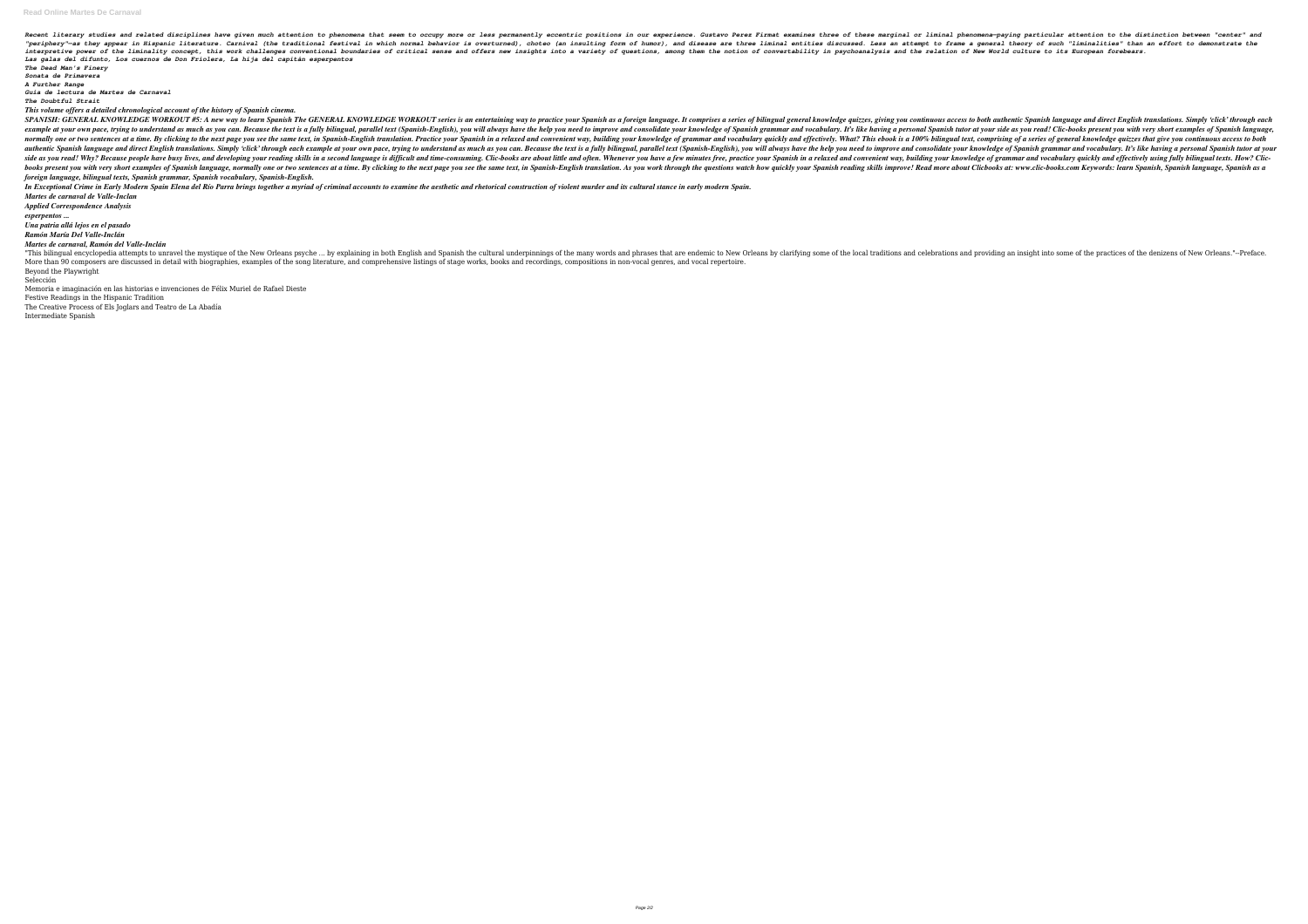*Recent literary studies and related disciplines have given much attention to phenomena that seem to occupy more or less permanently eccentric positions in our experience. Gustavo Perez Firmat examines three of these marginal or liminal phenomena—paying particular attention to the distinction between "center" and "periphery"—as they appear in Hispanic literature. Carnival (the traditional festival in which normal behavior is overturned), choteo (an insulting form of humor), and disease are three liminal entities discussed. Less an attempt to frame a general theory of such "liminalities" than an effort to demonstrate the interpretive power of the liminality concept, this work challenges conventional boundaries of critical sense and offers new insights into a variety of questions, among them the notion of convertability in psychoanalysis and the relation of New World culture to its European forebears.*

*Las galas del difunto, Los cuernos de Don Friolera, La hija del capitán esperpentos*

*The Dead Man's Finery*

*Sonata de Primavera*

*A Further Range*

*Guia de lectura de Martes de Carnaval*

*The Doubtful Strait*

*This volume offers a detailed chronological account of the history of Spanish cinema.*

*SPANISH: GENERAL KNOWLEDGE WORKOUT #5: A new way to learn Spanish The GENERAL KNOWLEDGE WORKOUT series is an entertaining way to practice your Spanish as a foreign language. It comprises a series of bilingual general knowledge quizzes, giving you continuous access to both authentic Spanish language and direct English translations. Simply 'click' through each example at your own pace, trying to understand as much as you can. Because the text is a fully bilingual, parallel text (Spanish-English), you will always have the help you need to improve and consolidate your knowledge of Spanish grammar and vocabulary. It's like having a personal Spanish tutor at your side as you read! Clic-books present you with very short examples of Spanish language, normally one or two sentences at a time. By clicking to the next page you see the same text, in Spanish-English translation. Practice your Spanish in a relaxed and convenient way, building your knowledge of grammar and vocabulary quickly and effectively. What? This ebook is a 100% bilingual text, comprising of a series of general knowledge quizzes that give you continuous access to both authentic Spanish language and direct English translations. Simply 'click' through each example at your own pace, trying to understand as much as you can. Because the text is a fully bilingual, parallel text (Spanish-English), you will always have the help you need to improve and consolidate your knowledge of Spanish grammar and vocabulary. It's like having a personal Spanish tutor at your side as you read! Why? Because people have busy lives, and developing your reading skills in a second language is difficult and time-consuming. Clic-books are about little and often. Whenever you have a few minutes free, practice your Spanish in a relaxed and convenient way, building your knowledge of grammar and vocabulary quickly and effectively using fully bilingual texts. How? Clic-books present you with very short examples of Spanish language, normally one or two sentences at a time. By clicking to the next page you see the same text, in Spanish-English translation. As you work through the questions watch how quickly your Spanish reading skills improve! Read more about Clicbooks at: www.clic-books.com Keywords: learn Spanish, Spanish language, Spanish as a foreign language, bilingual texts, Spanish grammar, Spanish vocabulary, Spanish-English.*

*In Exceptional Crime in Early Modern Spain Elena del Río Parra brings together a myriad of criminal accounts to examine the aesthetic and rhetorical construction of violent murder and its cultural stance in early modern Spain.*

*Martes de carnaval de Valle-Inclan*

*Applied Correspondence Analysis*

*esperpentos ...*

*Una patria allá lejos en el pasado*

*Ramón María Del Valle-Inclán*

*Martes de carnaval, Ramón del Valle-Inclán*

"This bilingual encyclopedia attempts to unravel the mystique of the New Orleans psyche ... by explaining in both English and Spanish the cultural underpinnings of the many words and phrases that are endemic to New Orleans by clarifying some of the local traditions and celebrations and providing an insight into some of the practices of the denizens of New Orleans."--Preface.

More than 90 composers are discussed in detail with biographies, examples of the song literature, and comprehensive listings of stage works, books and recordings, compositions in non-vocal genres, and vocal repertoire.

Beyond the Playwright

Selección

Memoria e imaginación en las historias e invenciones de Félix Muriel de Rafael Dieste

Festive Readings in the Hispanic Tradition

The Creative Process of Els Joglars and Teatro de La Abadía

Intermediate Spanish